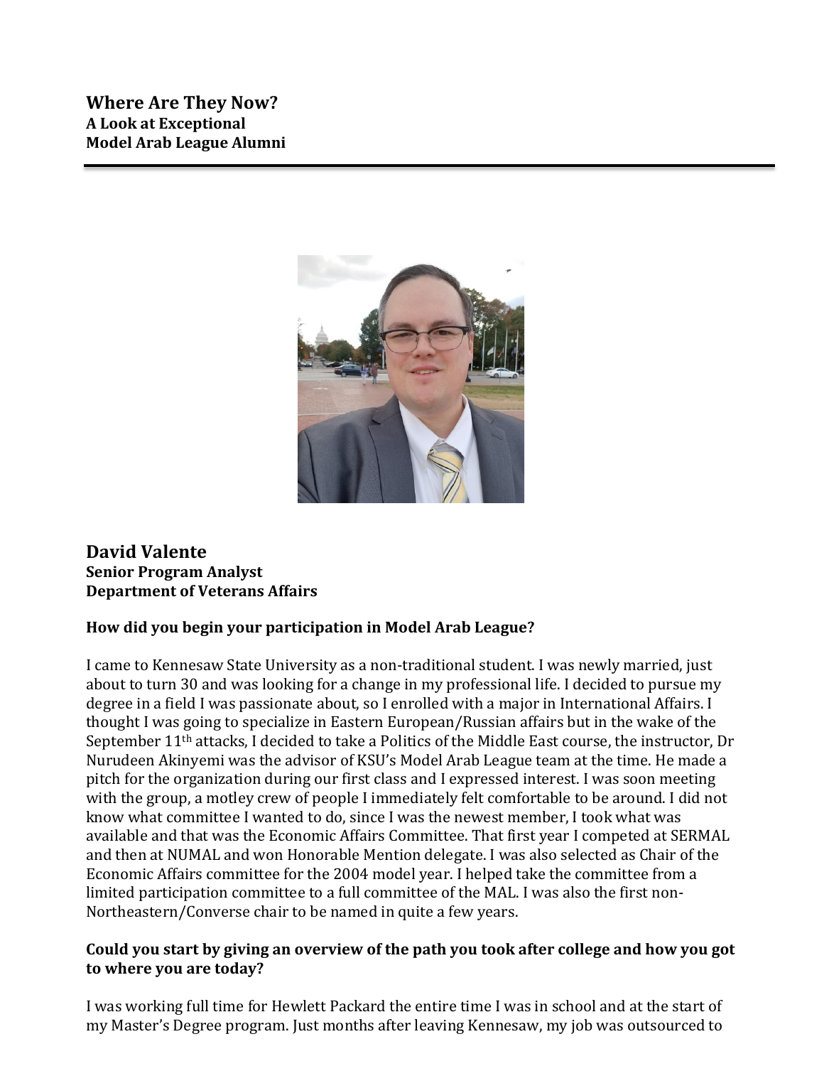# Where Are They Now?
## A Look at Exceptional Model Arab League Alumni

---

## David Valente
**Senior Program Analyst**
**Department of Veterans Affairs**

### How did you begin your participation in Model Arab League?

I came to Kennesaw State University as a non-traditional student. I was newly married, just about to turn 30 and was looking for a change in my professional life. I decided to pursue my degree in a field I was passionate about, so I enrolled with a major in International Affairs. I thought I was going to specialize in Eastern European/Russian affairs but in the wake of the September 11th attacks, I decided to take a Politics of the Middle East course, the instructor, Dr Nurudeen Akinyemi was the advisor of KSU's Model Arab League team at the time. He made a pitch for the organization during our first class and I expressed interest. I was soon meeting with the group, a motley crew of people I immediately felt comfortable to be around. I did not know what committee I wanted to do, since I was the newest member, I took what was available and that was the Economic Affairs Committee. That first year I competed at SERMAL and then at NUMAL and won Honorable Mention delegate. I was also selected as Chair of the Economic Affairs committee for the 2004 model year. I helped take the committee from a limited participation committee to a full committee of the MAL. I was also the first non-Northeastern/Converse chair to be named in quite a few years.

### Could you start by giving an overview of the path you took after college and how you got to where you are today?

I was working full time for Hewlett Packard the entire time I was in school and at the start of my Master's Degree program. Just months after leaving Kennesaw, my job was outsourced to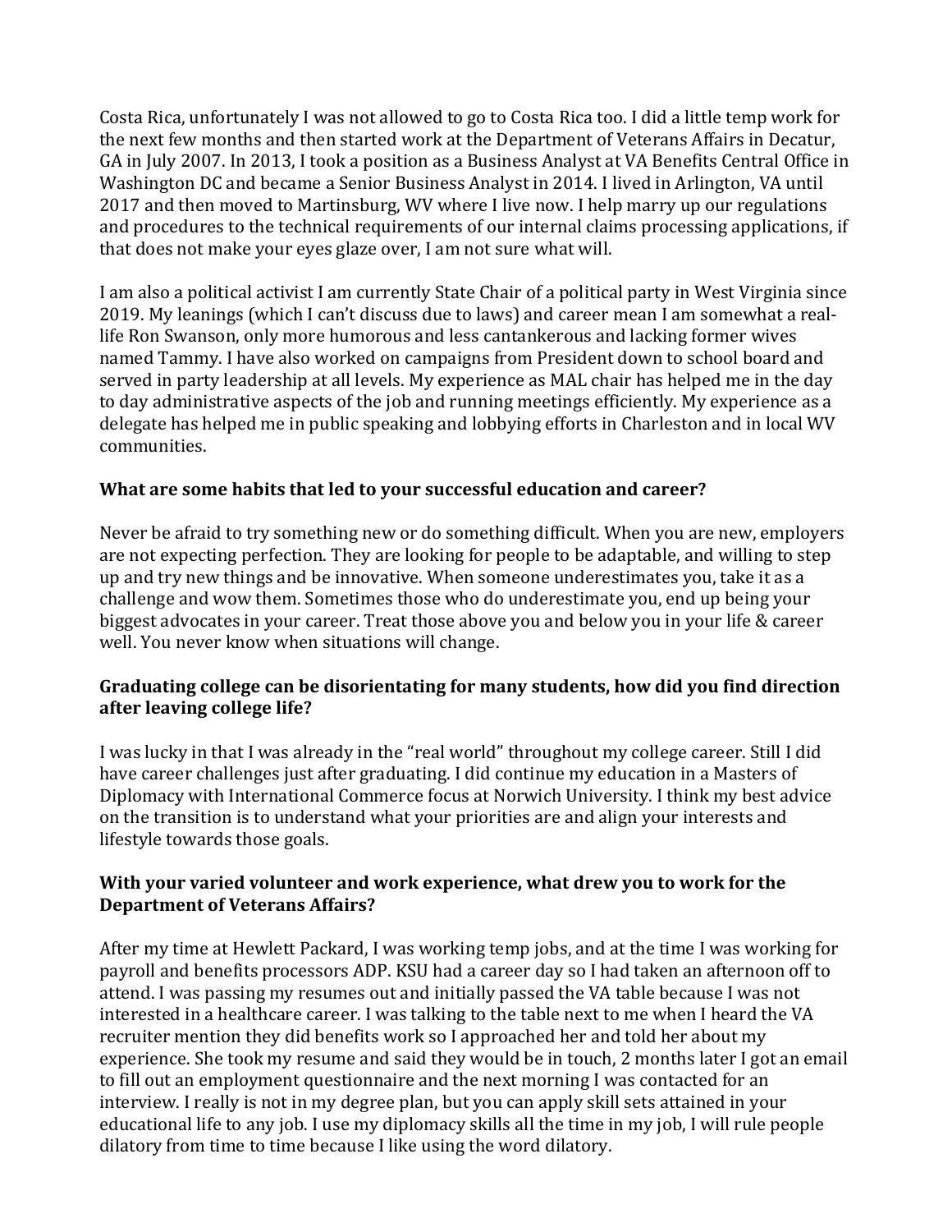Costa Rica, unfortunately I was not allowed to go to Costa Rica too. I did a little temp work for the next few months and then started work at the Department of Veterans Affairs in Decatur, GA in July 2007. In 2013, I took a position as a Business Analyst at VA Benefits Central Office in Washington DC and became a Senior Business Analyst in 2014. I lived in Arlington, VA until 2017 and then moved to Martinsburg, WV where I live now. I help marry up our regulations and procedures to the technical requirements of our internal claims processing applications, if that does not make your eyes glaze over, I am not sure what will.

I am also a political activist I am currently State Chair of a political party in West Virginia since 2019. My leanings (which I can't discuss due to laws) and career mean I am somewhat a real-life Ron Swanson, only more humorous and less cantankerous and lacking former wives named Tammy. I have also worked on campaigns from President down to school board and served in party leadership at all levels. My experience as MAL chair has helped me in the day to day administrative aspects of the job and running meetings efficiently. My experience as a delegate has helped me in public speaking and lobbying efforts in Charleston and in local WV communities.

**What are some habits that led to your successful education and career?**

Never be afraid to try something new or do something difficult. When you are new, employers are not expecting perfection. They are looking for people to be adaptable, and willing to step up and try new things and be innovative. When someone underestimates you, take it as a challenge and wow them. Sometimes those who do underestimate you, end up being your biggest advocates in your career. Treat those above you and below you in your life & career well. You never know when situations will change.

**Graduating college can be disorientating for many students, how did you find direction after leaving college life?**

I was lucky in that I was already in the "real world" throughout my college career. Still I did have career challenges just after graduating. I did continue my education in a Masters of Diplomacy with International Commerce focus at Norwich University. I think my best advice on the transition is to understand what your priorities are and align your interests and lifestyle towards those goals.

**With your varied volunteer and work experience, what drew you to work for the Department of Veterans Affairs?**

After my time at Hewlett Packard, I was working temp jobs, and at the time I was working for payroll and benefits processors ADP. KSU had a career day so I had taken an afternoon off to attend. I was passing my resumes out and initially passed the VA table because I was not interested in a healthcare career. I was talking to the table next to me when I heard the VA recruiter mention they did benefits work so I approached her and told her about my experience. She took my resume and said they would be in touch, 2 months later I got an email to fill out an employment questionnaire and the next morning I was contacted for an interview. I really is not in my degree plan, but you can apply skill sets attained in your educational life to any job. I use my diplomacy skills all the time in my job, I will rule people dilatory from time to time because I like using the word dilatory.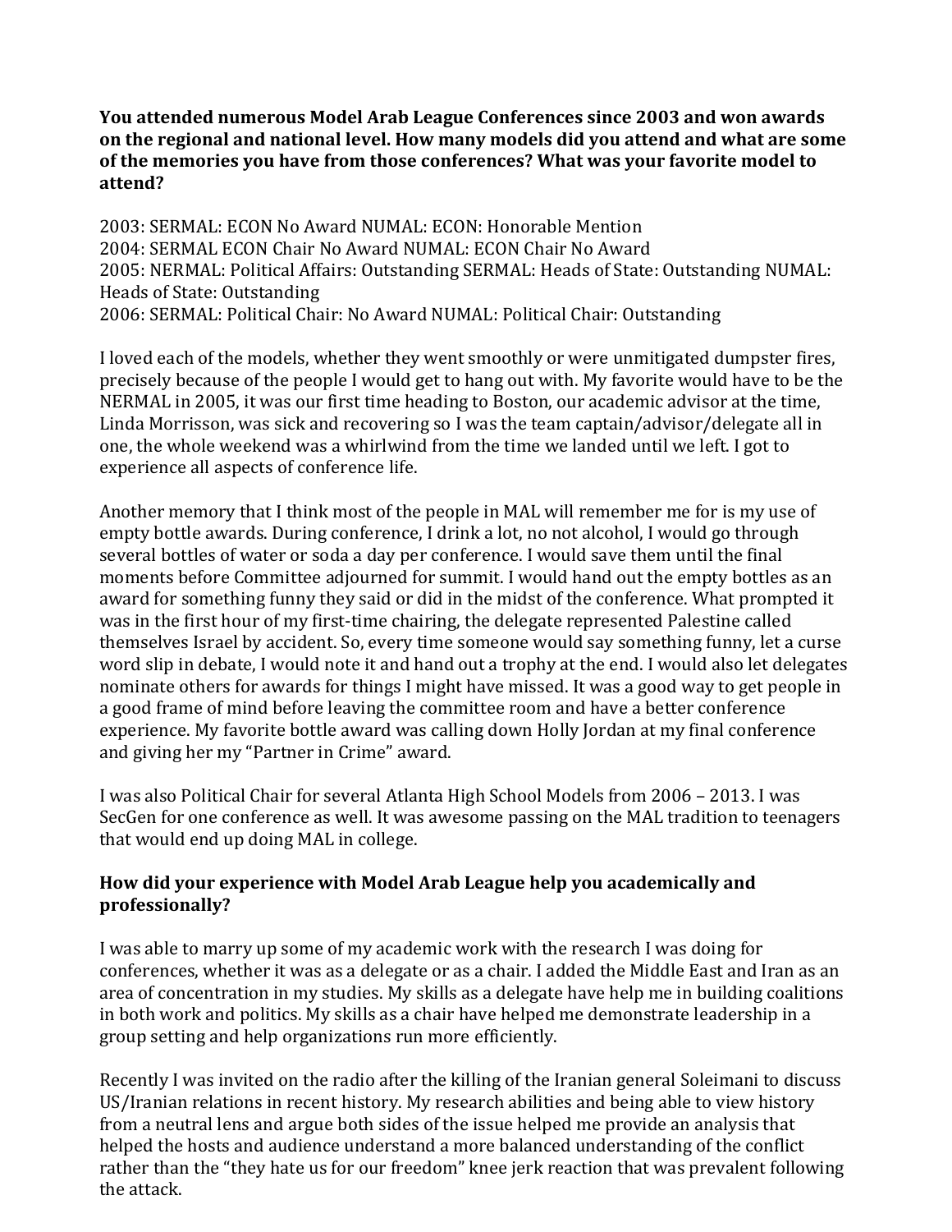**You attended numerous Model Arab League Conferences since 2003 and won awards on the regional and national level. How many models did you attend and what are some of the memories you have from those conferences? What was your favorite model to attend?**

2003: SERMAL: ECON No Award NUMAL: ECON: Honorable Mention
2004: SERMAL ECON Chair No Award NUMAL: ECON Chair No Award
2005: NERMAL: Political Affairs: Outstanding SERMAL: Heads of State: Outstanding NUMAL: Heads of State: Outstanding
2006: SERMAL: Political Chair: No Award NUMAL: Political Chair: Outstanding

I loved each of the models, whether they went smoothly or were unmitigated dumpster fires, precisely because of the people I would get to hang out with. My favorite would have to be the NERMAL in 2005, it was our first time heading to Boston, our academic advisor at the time, Linda Morrisson, was sick and recovering so I was the team captain/advisor/delegate all in one, the whole weekend was a whirlwind from the time we landed until we left. I got to experience all aspects of conference life.

Another memory that I think most of the people in MAL will remember me for is my use of empty bottle awards. During conference, I drink a lot, no not alcohol, I would go through several bottles of water or soda a day per conference. I would save them until the final moments before Committee adjourned for summit. I would hand out the empty bottles as an award for something funny they said or did in the midst of the conference. What prompted it was in the first hour of my first-time chairing, the delegate represented Palestine called themselves Israel by accident. So, every time someone would say something funny, let a curse word slip in debate, I would note it and hand out a trophy at the end. I would also let delegates nominate others for awards for things I might have missed. It was a good way to get people in a good frame of mind before leaving the committee room and have a better conference experience. My favorite bottle award was calling down Holly Jordan at my final conference and giving her my "Partner in Crime" award.

I was also Political Chair for several Atlanta High School Models from 2006 – 2013. I was SecGen for one conference as well. It was awesome passing on the MAL tradition to teenagers that would end up doing MAL in college.

**How did your experience with Model Arab League help you academically and professionally?**

I was able to marry up some of my academic work with the research I was doing for conferences, whether it was as a delegate or as a chair. I added the Middle East and Iran as an area of concentration in my studies. My skills as a delegate have help me in building coalitions in both work and politics. My skills as a chair have helped me demonstrate leadership in a group setting and help organizations run more efficiently.

Recently I was invited on the radio after the killing of the Iranian general Soleimani to discuss US/Iranian relations in recent history. My research abilities and being able to view history from a neutral lens and argue both sides of the issue helped me provide an analysis that helped the hosts and audience understand a more balanced understanding of the conflict rather than the "they hate us for our freedom" knee jerk reaction that was prevalent following the attack.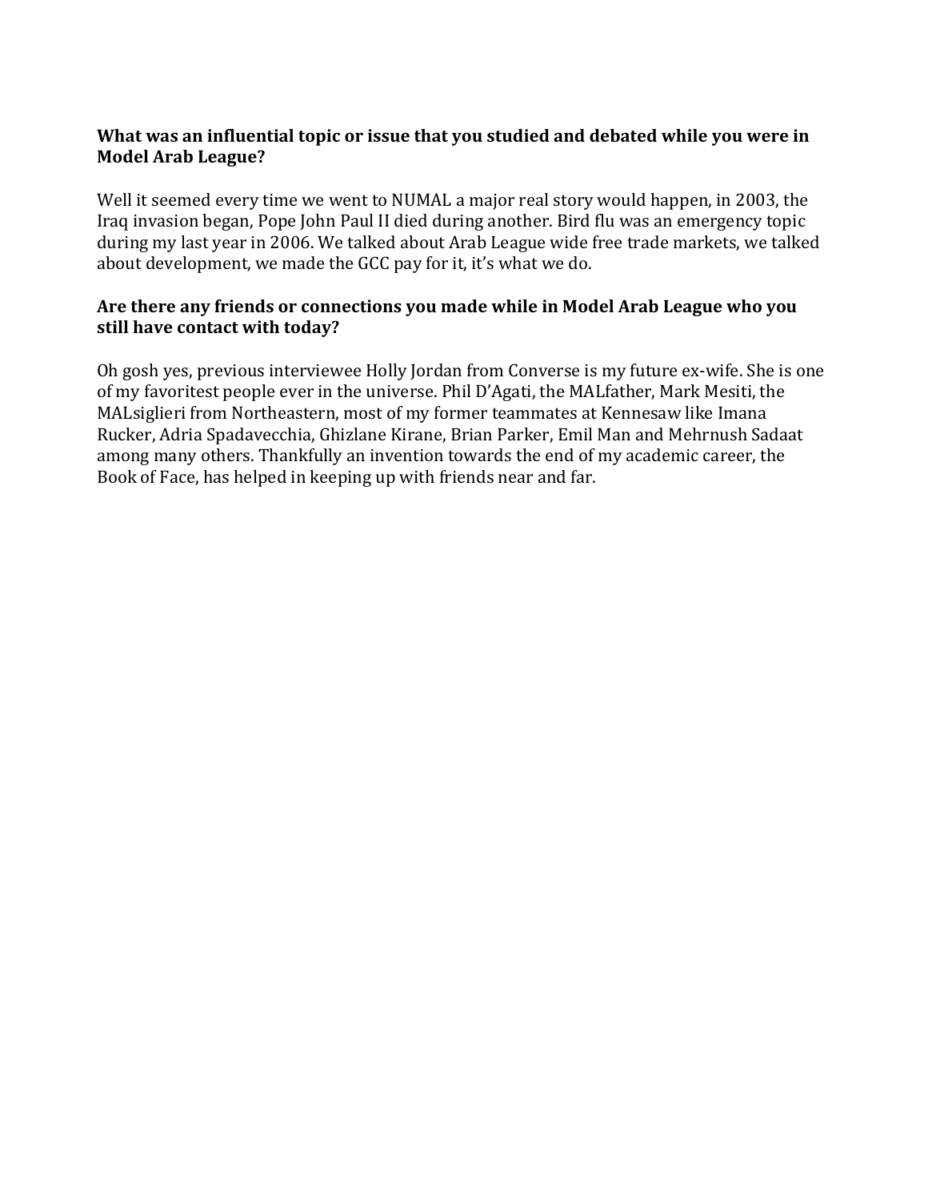**What was an influential topic or issue that you studied and debated while you were in Model Arab League?**

Well it seemed every time we went to NUMAL a major real story would happen, in 2003, the Iraq invasion began, Pope John Paul II died during another. Bird flu was an emergency topic during my last year in 2006. We talked about Arab League wide free trade markets, we talked about development, we made the GCC pay for it, it's what we do.

**Are there any friends or connections you made while in Model Arab League who you still have contact with today?**

Oh gosh yes, previous interviewee Holly Jordan from Converse is my future ex-wife. She is one of my favoritest people ever in the universe. Phil D'Agati, the MALfather, Mark Mesiti, the MALsiglieri from Northeastern, most of my former teammates at Kennesaw like Imana Rucker, Adria Spadavecchia, Ghizlane Kirane, Brian Parker, Emil Man and Mehrnush Sadaat among many others. Thankfully an invention towards the end of my academic career, the Book of Face, has helped in keeping up with friends near and far.